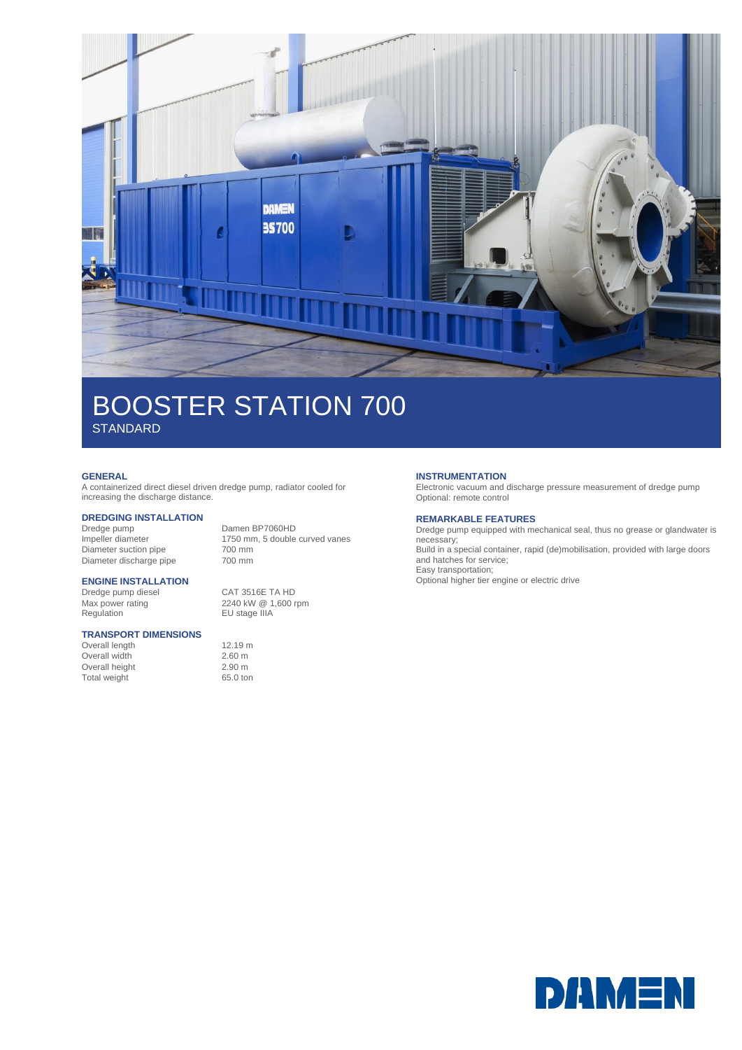# BOOSTER STATION 700

STANDARD

## GENERAL

A containerized direct diesel driven dredge pump, radiator cooled for increasing the discharge distance.

## DREDGING INSTALLATION

| | |
|---|---|
| Dredge pump | Damen BP7060HD |
| Impeller diameter | 1750 mm, 5 double curved vanes |
| Diameter suction pipe | 700 mm |
| Diameter discharge pipe | 700 mm |

## ENGINE INSTALLATION

| | |
|---|---|
| Dredge pump diesel | CAT 3516E TA HD |
| Max power rating | 2240 kW @ 1,600 rpm |
| Regulation | EU stage IIIA |

## TRANSPORT DIMENSIONS

| | |
|---|---|
| Overall length | 12.19 m |
| Overall width | 2.60 m |
| Overall height | 2.90 m |
| Total weight | 65.0 ton |

## INSTRUMENTATION

Electronic vacuum and discharge pressure measurement of dredge pump
Optional: remote control

## REMARKABLE FEATURES

Dredge pump equipped with mechanical seal, thus no grease or glandwater is necessary;
Build in a special container, rapid (de)mobilisation, provided with large doors and hatches for service;
Easy transportation;
Optional higher tier engine or electric drive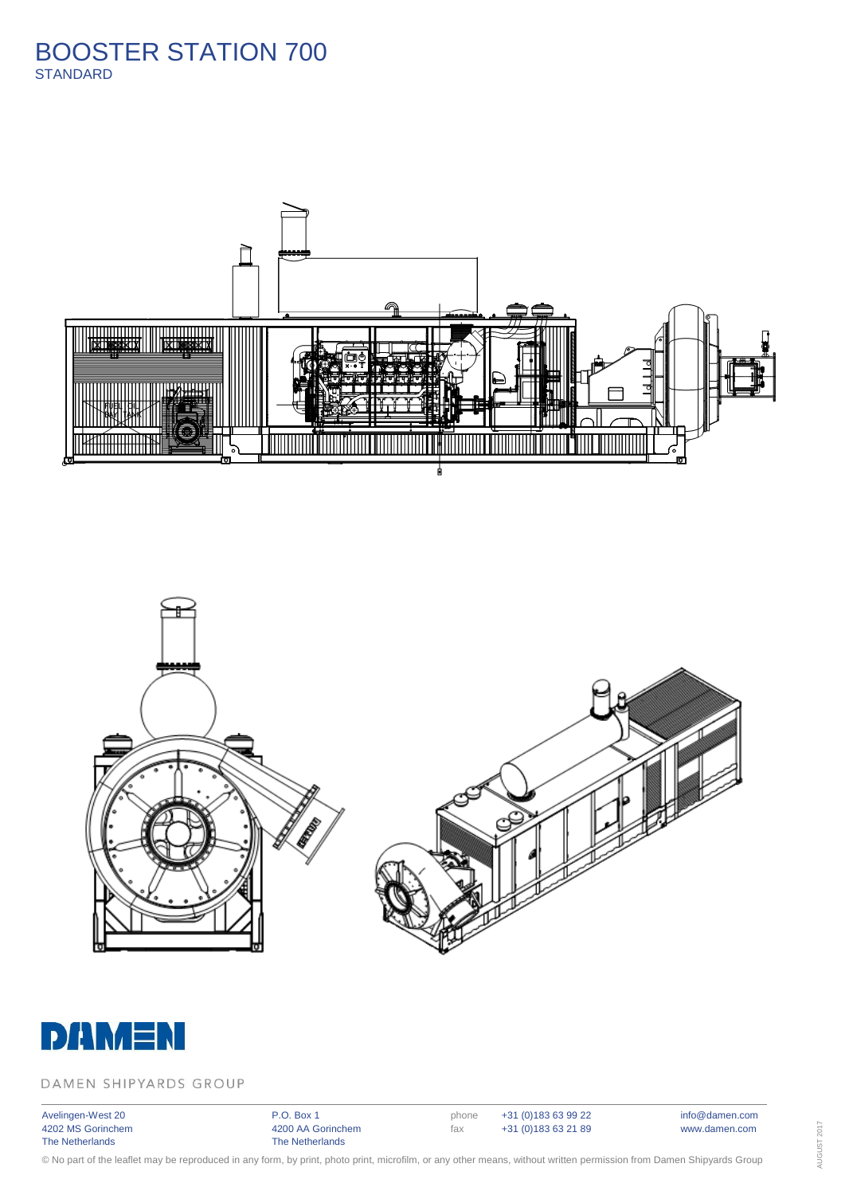# BOOSTER STATION 700

STANDARD

DAMEN SHIPYARDS GROUP

Avelingen-West 20
4202 MS Gorinchem
The Netherlands

P.O. Box 1
4200 AA Gorinchem
The Netherlands

phone +31 (0)183 63 99 22
fax +31 (0)183 63 21 89

info@damen.com
www.damen.com

© No part of the leaflet may be reproduced in any form, by print, photo print, microfilm, or any other means, without written permission from Damen Shipyards Group

AUGUST 2017